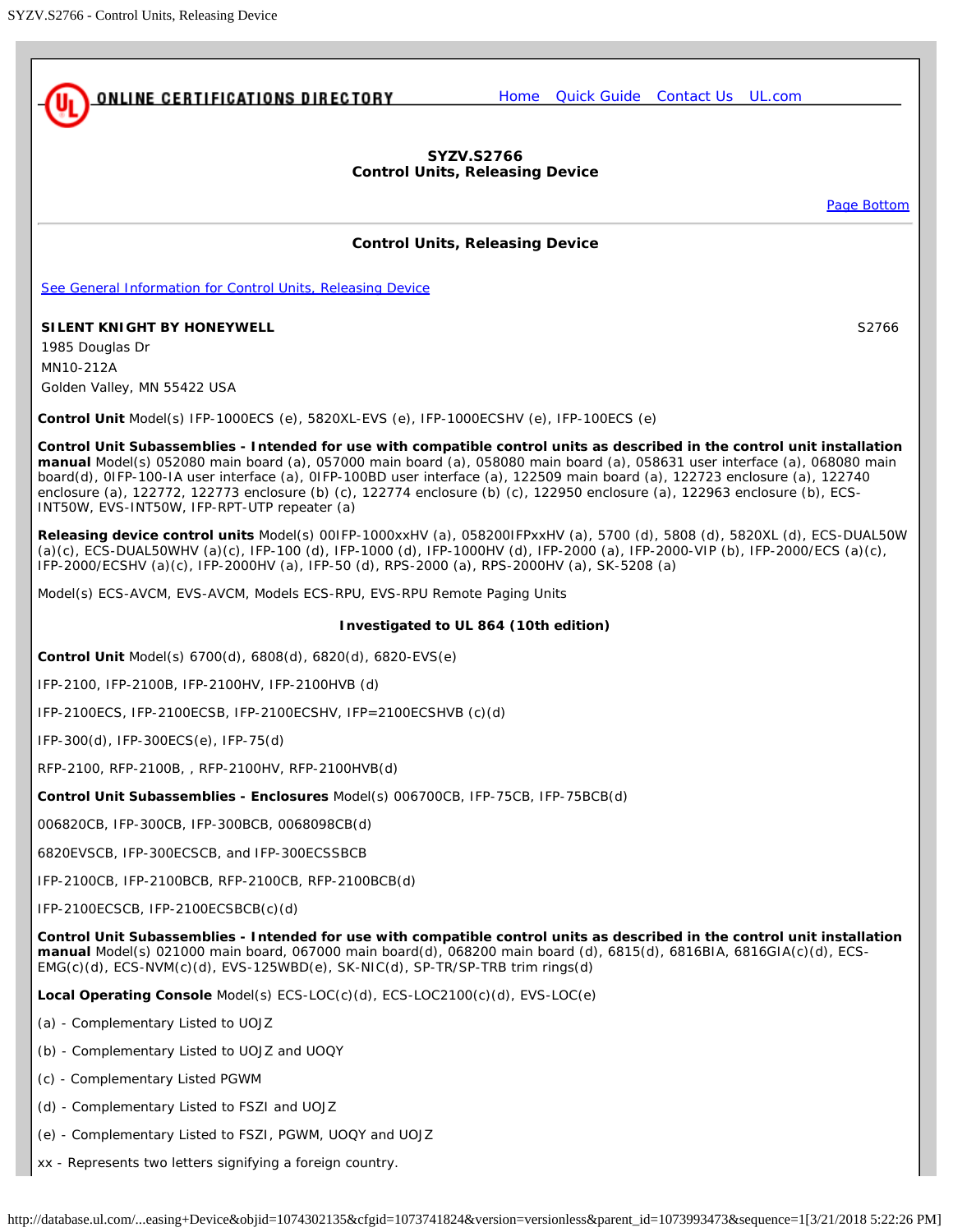ONLINE CERTIFICATIONS DIRECTORY    Home   Quick Guide   Contact Us   UL.com

## SYZV.S2766
## Control Units, Releasing Device

Page Bottom

### Control Units, Releasing Device

See General Information for Control Units, Releasing Device

**SILENT KNIGHT BY HONEYWELL** S2766
1985 Douglas Dr
MN10-212A
Golden Valley, MN 55422 USA

**Control Unit** Model(s) IFP-1000ECS (e), 5820XL-EVS (e), IFP-1000ECSHV (e), IFP-100ECS (e)

**Control Unit Subassemblies - Intended for use with compatible control units as described in the control unit installation manual** Model(s) 052080 main board (a), 057000 main board (a), 058080 main board (a), 058631 user interface (a), 068080 main board(d), 0IFP-100-IA user interface (a), 0IFP-100BD user interface (a), 122509 main board (a), 122723 enclosure (a), 122740 enclosure (a), 122772, 122773 enclosure (b) (c), 122774 enclosure (b) (c), 122950 enclosure (a), 122963 enclosure (b), ECS-INT50W, EVS-INT50W, IFP-RPT-UTP repeater (a)

**Releasing device control units** Model(s) 00IFP-1000xxHV (a), 058200IFPxxHV (a), 5700 (d), 5808 (d), 5820XL (d), ECS-DUAL50W (a)(c), ECS-DUAL50WHV (a)(c), IFP-100 (d), IFP-1000 (d), IFP-1000HV (d), IFP-2000 (a), IFP-2000-VIP (b), IFP-2000/ECS (a)(c), IFP-2000/ECSHV (a)(c), IFP-2000HV (a), IFP-50 (d), RPS-2000 (a), RPS-2000HV (a), SK-5208 (a)

Model(s) ECS-AVCM, EVS-AVCM, Models ECS-RPU, EVS-RPU Remote Paging Units

**Investigated to UL 864 (10th edition)**

**Control Unit** Model(s) 6700(d), 6808(d), 6820(d), 6820-EVS(e)

IFP-2100, IFP-2100B, IFP-2100HV, IFP-2100HVB (d)

IFP-2100ECS, IFP-2100ECSB, IFP-2100ECSHV, IFP=2100ECSHVB (c)(d)

IFP-300(d), IFP-300ECS(e), IFP-75(d)

RFP-2100, RFP-2100B, , RFP-2100HV, RFP-2100HVB(d)

**Control Unit Subassemblies - Enclosures** Model(s) 006700CB, IFP-75CB, IFP-75BCB(d)

006820CB, IFP-300CB, IFP-300BCB, 0068098CB(d)

6820EVSCB, IFP-300ECSCB, and IFP-300ECSSBCB

IFP-2100CB, IFP-2100BCB, RFP-2100CB, RFP-2100BCB(d)

IFP-2100ECSCB, IFP-2100ECSBCB(c)(d)

**Control Unit Subassemblies - Intended for use with compatible control units as described in the control unit installation manual** Model(s) 021000 main board, 067000 main board(d), 068200 main board (d), 6815(d), 6816BIA, 6816GIA(c)(d), ECS-EMG(c)(d), ECS-NVM(c)(d), EVS-125WBD(e), SK-NIC(d), SP-TR/SP-TRB trim rings(d)

**Local Operating Console** Model(s) ECS-LOC(c)(d), ECS-LOC2100(c)(d), EVS-LOC(e)

(a) - Complementary Listed to UOJZ

(b) - Complementary Listed to UOJZ and UOQY

(c) - Complementary Listed PGWM

(d) - Complementary Listed to FSZI and UOJZ

(e) - Complementary Listed to FSZI, PGWM, UOQY and UOJZ

xx - Represents two letters signifying a foreign country.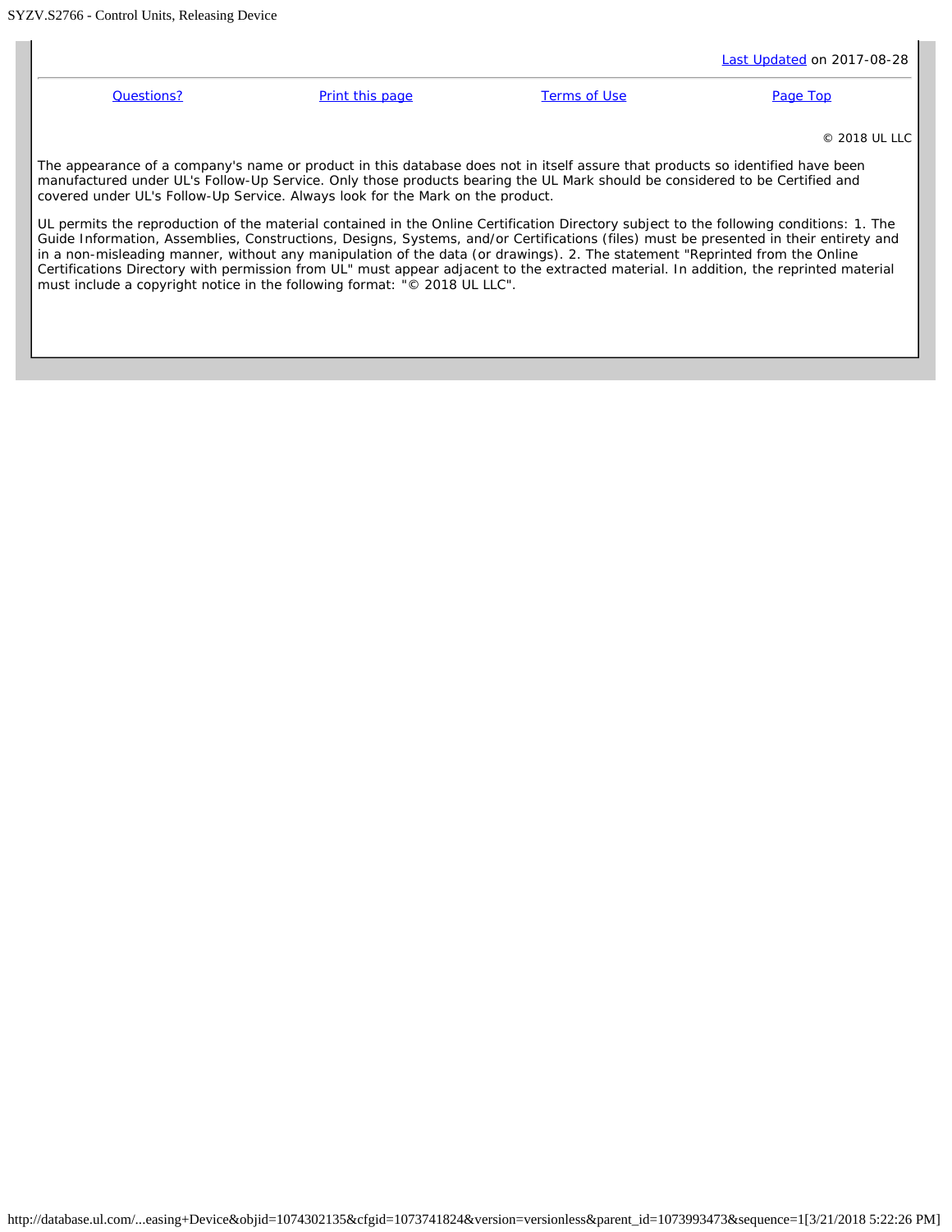[Last Updated](#) on 2017-08-28

---

[Questions?](#) | [Print this page](#) | [Terms of Use](#) | [Page Top](#)

© 2018 UL LLC

The appearance of a company's name or product in this database does not in itself assure that products so identified have been manufactured under UL's Follow-Up Service. Only those products bearing the UL Mark should be considered to be Certified and covered under UL's Follow-Up Service. Always look for the Mark on the product.

UL permits the reproduction of the material contained in the Online Certification Directory subject to the following conditions: 1. The Guide Information, Assemblies, Constructions, Designs, Systems, and/or Certifications (files) must be presented in their entirety and in a non-misleading manner, without any manipulation of the data (or drawings). 2. The statement "Reprinted from the Online Certifications Directory with permission from UL" must appear adjacent to the extracted material. In addition, the reprinted material must include a copyright notice in the following format: "© 2018 UL LLC".